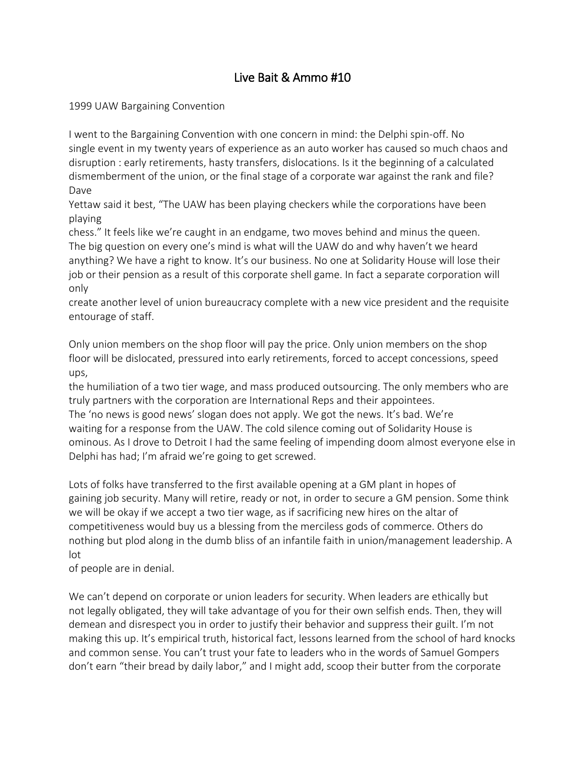# Live Bait & Ammo #10

1999 UAW Bargaining Convention

I went to the Bargaining Convention with one concern in mind: the Delphi spin-off. No single event in my twenty years of experience as an auto worker has caused so much chaos and disruption : early retirements, hasty transfers, dislocations. Is it the beginning of a calculated dismemberment of the union, or the final stage of a corporate war against the rank and file? Dave Yettaw said it best, "The UAW has been playing checkers while the corporations have been playing chess." It feels like we're caught in an endgame, two moves behind and minus the queen. The big question on every one's mind is what will the UAW do and why haven't we heard anything? We have a right to know. It's our business. No one at Solidarity House will lose their job or their pension as a result of this corporate shell game. In fact a separate corporation will only create another level of union bureaucracy complete with a new vice president and the requisite entourage of staff.

Only union members on the shop floor will pay the price. Only union members on the shop floor will be dislocated, pressured into early retirements, forced to accept concessions, speed ups, the humiliation of a two tier wage, and mass produced outsourcing. The only members who are truly partners with the corporation are International Reps and their appointees. The 'no news is good news' slogan does not apply. We got the news. It's bad. We're waiting for a response from the UAW. The cold silence coming out of Solidarity House is ominous. As I drove to Detroit I had the same feeling of impending doom almost everyone else in Delphi has had; I'm afraid we're going to get screwed.

Lots of folks have transferred to the first available opening at a GM plant in hopes of gaining job security. Many will retire, ready or not, in order to secure a GM pension. Some think we will be okay if we accept a two tier wage, as if sacrificing new hires on the altar of competitiveness would buy us a blessing from the merciless gods of commerce. Others do nothing but plod along in the dumb bliss of an infantile faith in union/management leadership. A lot of people are in denial.

We can't depend on corporate or union leaders for security. When leaders are ethically but not legally obligated, they will take advantage of you for their own selfish ends. Then, they will demean and disrespect you in order to justify their behavior and suppress their guilt. I'm not making this up. It's empirical truth, historical fact, lessons learned from the school of hard knocks and common sense. You can't trust your fate to leaders who in the words of Samuel Gompers don't earn "their bread by daily labor," and I might add, scoop their butter from the corporate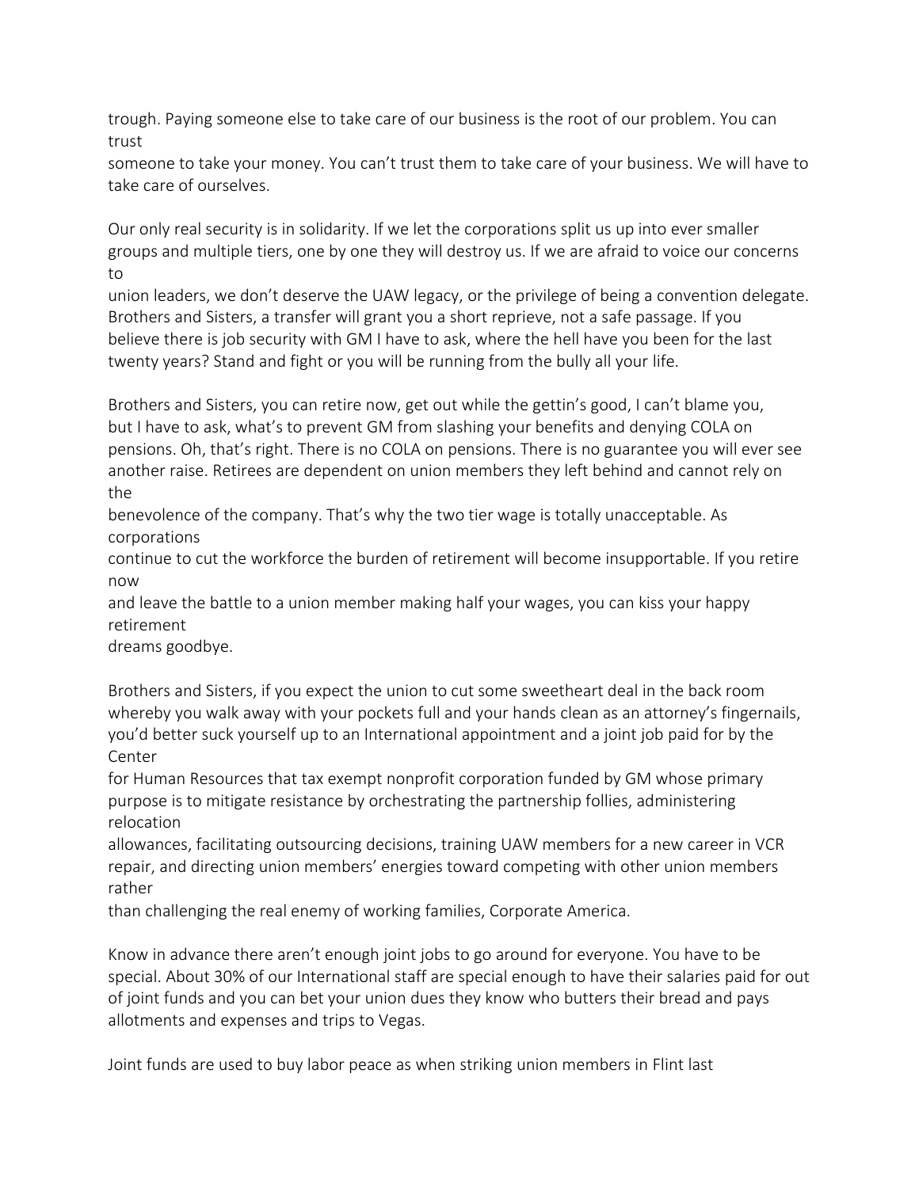trough. Paying someone else to take care of our business is the root of our problem. You can trust someone to take your money. You can't trust them to take care of your business. We will have to take care of ourselves.

Our only real security is in solidarity. If we let the corporations split us up into ever smaller groups and multiple tiers, one by one they will destroy us. If we are afraid to voice our concerns to union leaders, we don't deserve the UAW legacy, or the privilege of being a convention delegate. Brothers and Sisters, a transfer will grant you a short reprieve, not a safe passage. If you believe there is job security with GM I have to ask, where the hell have you been for the last twenty years? Stand and fight or you will be running from the bully all your life.

Brothers and Sisters, you can retire now, get out while the gettin's good, I can't blame you, but I have to ask, what's to prevent GM from slashing your benefits and denying COLA on pensions. Oh, that's right. There is no COLA on pensions. There is no guarantee you will ever see another raise. Retirees are dependent on union members they left behind and cannot rely on the benevolence of the company. That's why the two tier wage is totally unacceptable. As corporations continue to cut the workforce the burden of retirement will become insupportable. If you retire now and leave the battle to a union member making half your wages, you can kiss your happy retirement dreams goodbye.

Brothers and Sisters, if you expect the union to cut some sweetheart deal in the back room whereby you walk away with your pockets full and your hands clean as an attorney's fingernails, you'd better suck yourself up to an International appointment and a joint job paid for by the Center for Human Resources that tax exempt nonprofit corporation funded by GM whose primary purpose is to mitigate resistance by orchestrating the partnership follies, administering relocation allowances, facilitating outsourcing decisions, training UAW members for a new career in VCR repair, and directing union members' energies toward competing with other union members rather than challenging the real enemy of working families, Corporate America.

Know in advance there aren't enough joint jobs to go around for everyone. You have to be special. About 30% of our International staff are special enough to have their salaries paid for out of joint funds and you can bet your union dues they know who butters their bread and pays allotments and expenses and trips to Vegas.

Joint funds are used to buy labor peace as when striking union members in Flint last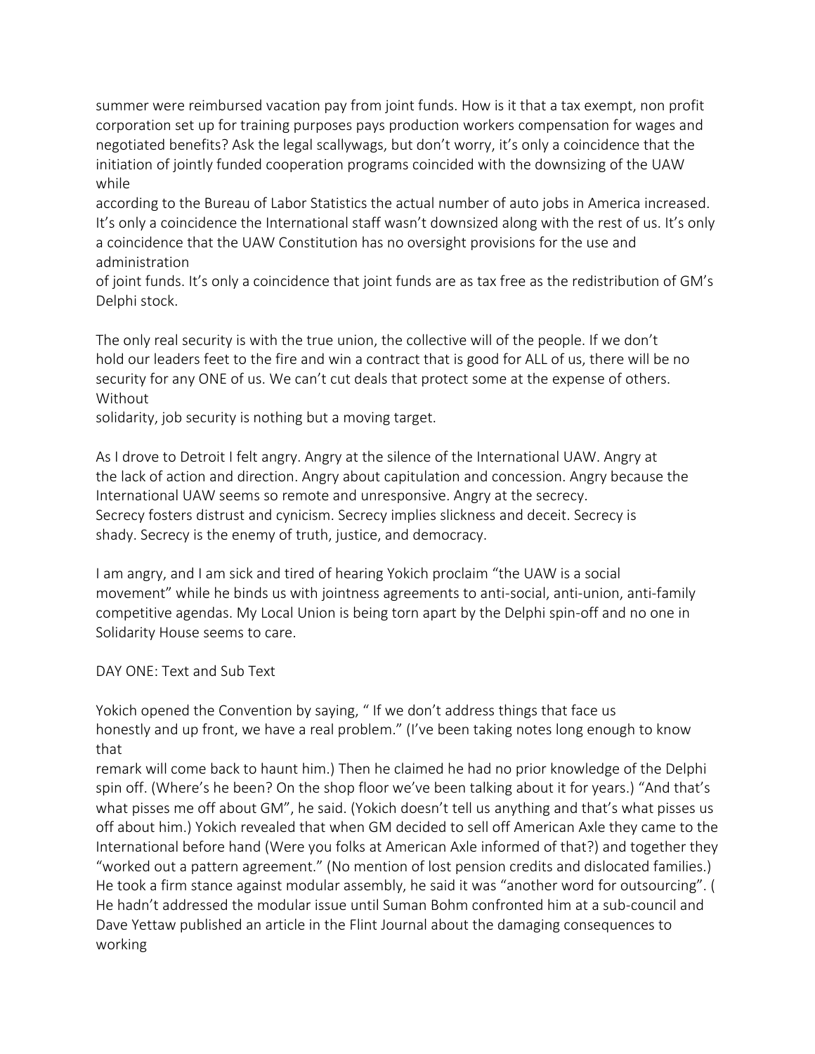summer were reimbursed vacation pay from joint funds. How is it that a tax exempt, non profit corporation set up for training purposes pays production workers compensation for wages and negotiated benefits? Ask the legal scallywags, but don't worry, it's only a coincidence that the initiation of jointly funded cooperation programs coincided with the downsizing of the UAW while according to the Bureau of Labor Statistics the actual number of auto jobs in America increased. It's only a coincidence the International staff wasn't downsized along with the rest of us. It's only a coincidence that the UAW Constitution has no oversight provisions for the use and administration of joint funds. It's only a coincidence that joint funds are as tax free as the redistribution of GM's Delphi stock.

The only real security is with the true union, the collective will of the people. If we don't hold our leaders feet to the fire and win a contract that is good for ALL of us, there will be no security for any ONE of us. We can't cut deals that protect some at the expense of others. Without solidarity, job security is nothing but a moving target.

As I drove to Detroit I felt angry. Angry at the silence of the International UAW. Angry at the lack of action and direction. Angry about capitulation and concession. Angry because the International UAW seems so remote and unresponsive. Angry at the secrecy. Secrecy fosters distrust and cynicism. Secrecy implies slickness and deceit. Secrecy is shady. Secrecy is the enemy of truth, justice, and democracy.

I am angry, and I am sick and tired of hearing Yokich proclaim "the UAW is a social movement" while he binds us with jointness agreements to anti-social, anti-union, anti-family competitive agendas. My Local Union is being torn apart by the Delphi spin-off and no one in Solidarity House seems to care.

DAY ONE: Text and Sub Text

Yokich opened the Convention by saying, " If we don't address things that face us honestly and up front, we have a real problem." (I've been taking notes long enough to know that remark will come back to haunt him.) Then he claimed he had no prior knowledge of the Delphi spin off. (Where's he been? On the shop floor we've been talking about it for years.) "And that's what pisses me off about GM", he said. (Yokich doesn't tell us anything and that's what pisses us off about him.) Yokich revealed that when GM decided to sell off American Axle they came to the International before hand (Were you folks at American Axle informed of that?) and together they "worked out a pattern agreement." (No mention of lost pension credits and dislocated families.) He took a firm stance against modular assembly, he said it was "another word for outsourcing". ( He hadn't addressed the modular issue until Suman Bohm confronted him at a sub-council and Dave Yettaw published an article in the Flint Journal about the damaging consequences to working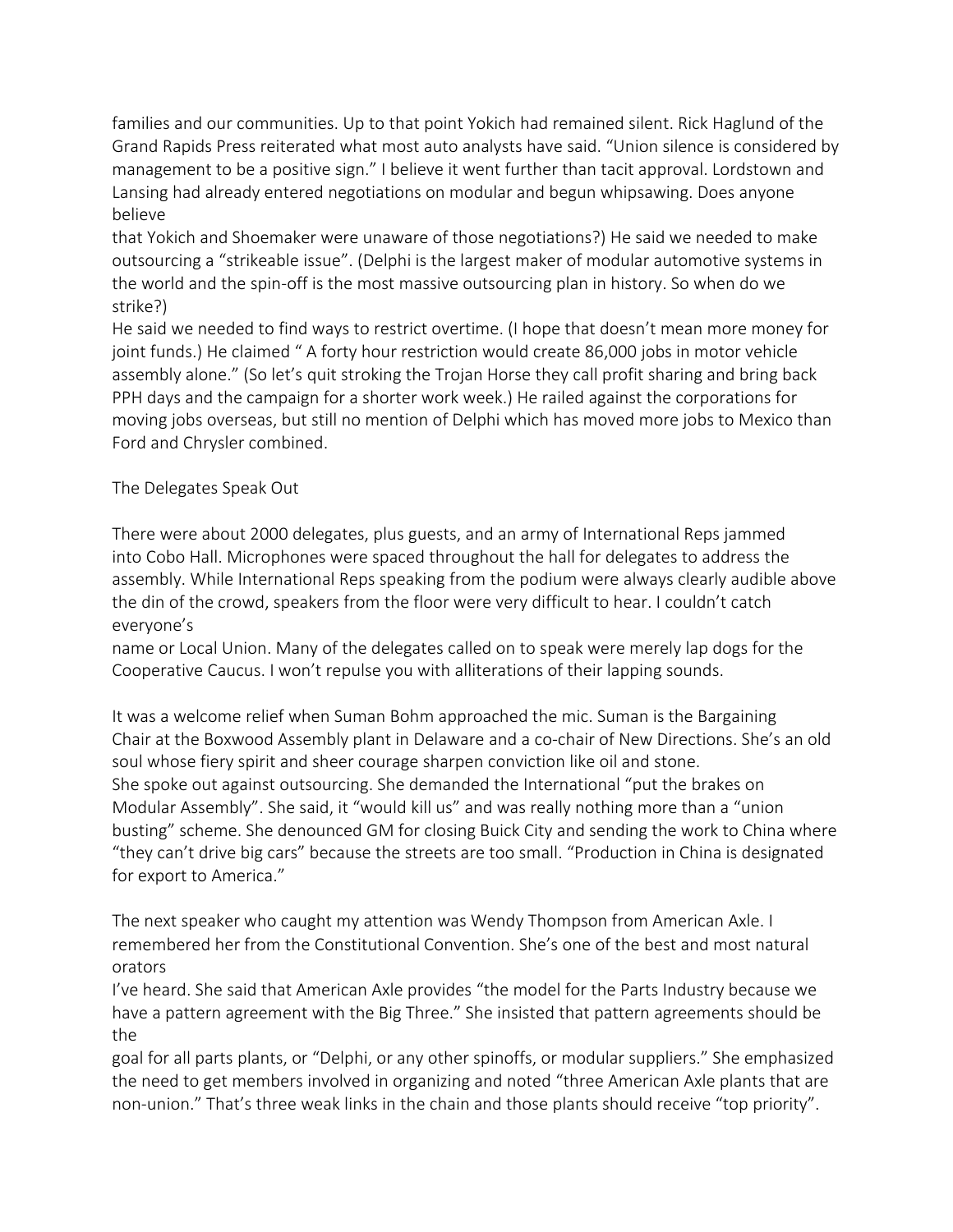families and our communities. Up to that point Yokich had remained silent. Rick Haglund of the Grand Rapids Press reiterated what most auto analysts have said. "Union silence is considered by management to be a positive sign." I believe it went further than tacit approval. Lordstown and Lansing had already entered negotiations on modular and begun whipsawing. Does anyone believe that Yokich and Shoemaker were unaware of those negotiations?) He said we needed to make outsourcing a "strikeable issue". (Delphi is the largest maker of modular automotive systems in the world and the spin-off is the most massive outsourcing plan in history. So when do we strike?)

He said we needed to find ways to restrict overtime. (I hope that doesn't mean more money for joint funds.) He claimed " A forty hour restriction would create 86,000 jobs in motor vehicle assembly alone." (So let's quit stroking the Trojan Horse they call profit sharing and bring back PPH days and the campaign for a shorter work week.) He railed against the corporations for moving jobs overseas, but still no mention of Delphi which has moved more jobs to Mexico than Ford and Chrysler combined.

## The Delegates Speak Out

There were about 2000 delegates, plus guests, and an army of International Reps jammed into Cobo Hall. Microphones were spaced throughout the hall for delegates to address the assembly. While International Reps speaking from the podium were always clearly audible above the din of the crowd, speakers from the floor were very difficult to hear. I couldn't catch everyone's name or Local Union. Many of the delegates called on to speak were merely lap dogs for the Cooperative Caucus. I won't repulse you with alliterations of their lapping sounds.

It was a welcome relief when Suman Bohm approached the mic. Suman is the Bargaining Chair at the Boxwood Assembly plant in Delaware and a co-chair of New Directions. She's an old soul whose fiery spirit and sheer courage sharpen conviction like oil and stone.
She spoke out against outsourcing. She demanded the International "put the brakes on Modular Assembly". She said, it "would kill us" and was really nothing more than a "union busting" scheme. She denounced GM for closing Buick City and sending the work to China where "they can't drive big cars" because the streets are too small. "Production in China is designated for export to America."

The next speaker who caught my attention was Wendy Thompson from American Axle. I remembered her from the Constitutional Convention. She's one of the best and most natural orators I've heard. She said that American Axle provides "the model for the Parts Industry because we have a pattern agreement with the Big Three." She insisted that pattern agreements should be the goal for all parts plants, or "Delphi, or any other spinoffs, or modular suppliers." She emphasized the need to get members involved in organizing and noted "three American Axle plants that are non-union." That's three weak links in the chain and those plants should receive "top priority".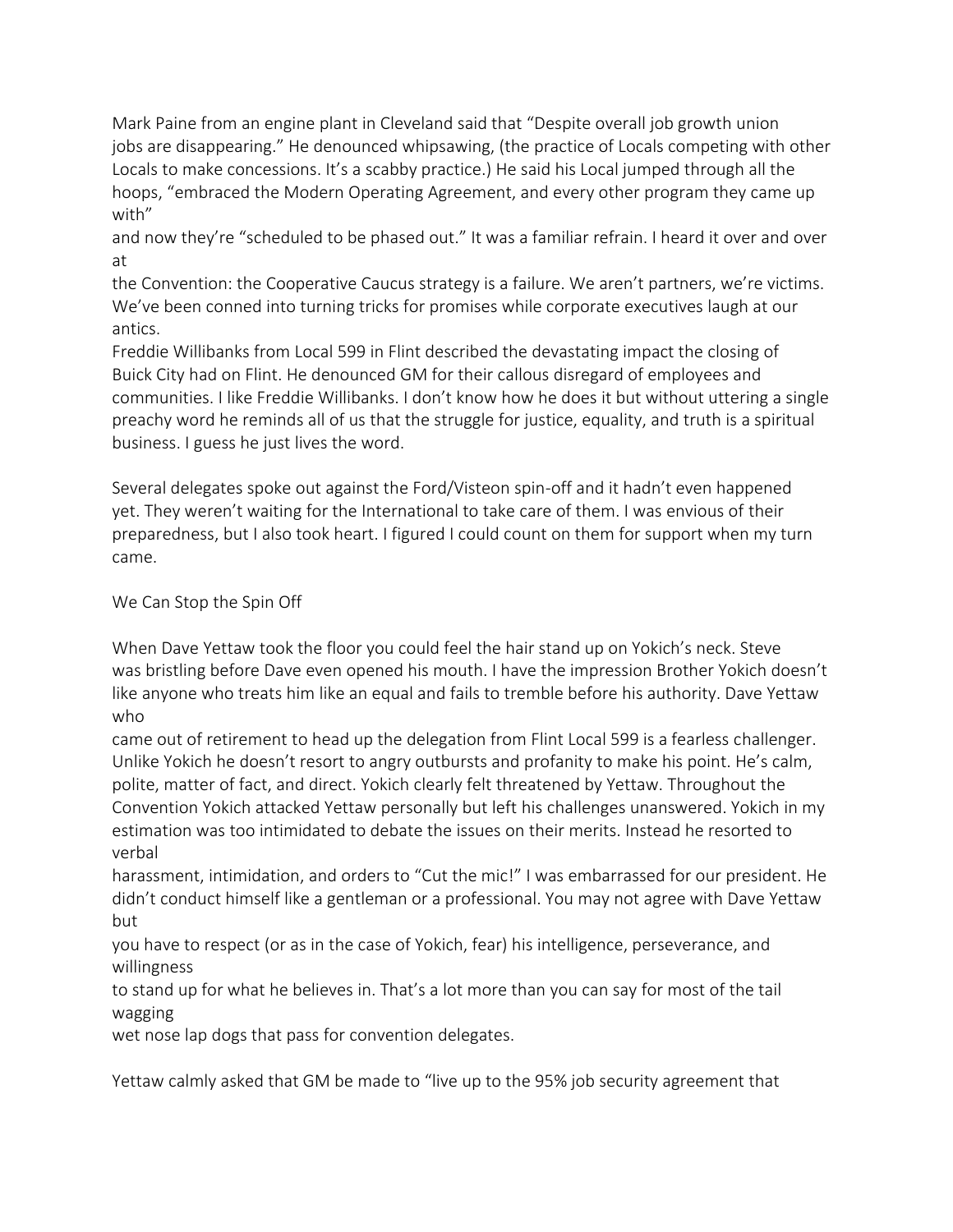Mark Paine from an engine plant in Cleveland said that "Despite overall job growth union jobs are disappearing." He denounced whipsawing, (the practice of Locals competing with other Locals to make concessions. It's a scabby practice.) He said his Local jumped through all the hoops, "embraced the Modern Operating Agreement, and every other program they came up with" and now they're "scheduled to be phased out." It was a familiar refrain. I heard it over and over at the Convention: the Cooperative Caucus strategy is a failure. We aren't partners, we're victims. We've been conned into turning tricks for promises while corporate executives laugh at our antics.

Freddie Willibanks from Local 599 in Flint described the devastating impact the closing of Buick City had on Flint. He denounced GM for their callous disregard of employees and communities. I like Freddie Willibanks. I don't know how he does it but without uttering a single preachy word he reminds all of us that the struggle for justice, equality, and truth is a spiritual business. I guess he just lives the word.

Several delegates spoke out against the Ford/Visteon spin-off and it hadn't even happened yet. They weren't waiting for the International to take care of them. I was envious of their preparedness, but I also took heart. I figured I could count on them for support when my turn came.

## We Can Stop the Spin Off

When Dave Yettaw took the floor you could feel the hair stand up on Yokich's neck. Steve was bristling before Dave even opened his mouth. I have the impression Brother Yokich doesn't like anyone who treats him like an equal and fails to tremble before his authority. Dave Yettaw who came out of retirement to head up the delegation from Flint Local 599 is a fearless challenger. Unlike Yokich he doesn't resort to angry outbursts and profanity to make his point. He's calm, polite, matter of fact, and direct. Yokich clearly felt threatened by Yettaw. Throughout the Convention Yokich attacked Yettaw personally but left his challenges unanswered. Yokich in my estimation was too intimidated to debate the issues on their merits. Instead he resorted to verbal harassment, intimidation, and orders to "Cut the mic!" I was embarrassed for our president. He didn't conduct himself like a gentleman or a professional. You may not agree with Dave Yettaw but you have to respect (or as in the case of Yokich, fear) his intelligence, perseverance, and willingness to stand up for what he believes in. That's a lot more than you can say for most of the tail wagging wet nose lap dogs that pass for convention delegates.

Yettaw calmly asked that GM be made to "live up to the 95% job security agreement that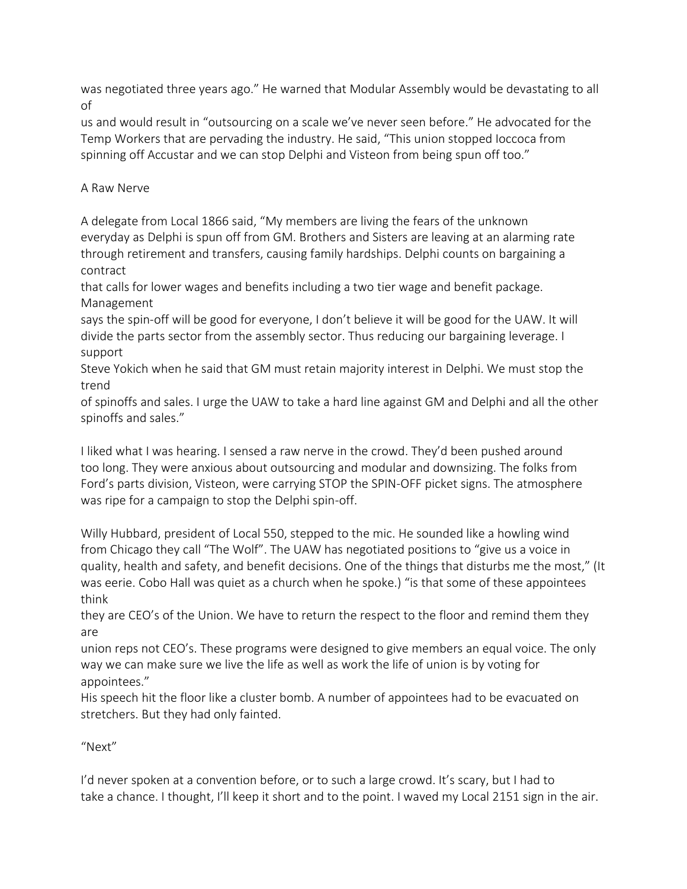was negotiated three years ago." He warned that Modular Assembly would be devastating to all of us and would result in "outsourcing on a scale we've never seen before." He advocated for the Temp Workers that are pervading the industry. He said, "This union stopped Ioccoca from spinning off Accustar and we can stop Delphi and Visteon from being spun off too."

## A Raw Nerve

A delegate from Local 1866 said, "My members are living the fears of the unknown everyday as Delphi is spun off from GM. Brothers and Sisters are leaving at an alarming rate through retirement and transfers, causing family hardships. Delphi counts on bargaining a contract that calls for lower wages and benefits including a two tier wage and benefit package. Management says the spin-off will be good for everyone, I don't believe it will be good for the UAW. It will divide the parts sector from the assembly sector. Thus reducing our bargaining leverage. I support Steve Yokich when he said that GM must retain majority interest in Delphi. We must stop the trend of spinoffs and sales. I urge the UAW to take a hard line against GM and Delphi and all the other spinoffs and sales."

I liked what I was hearing. I sensed a raw nerve in the crowd. They'd been pushed around too long. They were anxious about outsourcing and modular and downsizing. The folks from Ford's parts division, Visteon, were carrying STOP the SPIN-OFF picket signs. The atmosphere was ripe for a campaign to stop the Delphi spin-off.

Willy Hubbard, president of Local 550, stepped to the mic. He sounded like a howling wind from Chicago they call "The Wolf". The UAW has negotiated positions to "give us a voice in quality, health and safety, and benefit decisions. One of the things that disturbs me the most," (It was eerie. Cobo Hall was quiet as a church when he spoke.) "is that some of these appointees think they are CEO's of the Union. We have to return the respect to the floor and remind them they are union reps not CEO's. These programs were designed to give members an equal voice. The only way we can make sure we live the life as well as work the life of union is by voting for appointees."

His speech hit the floor like a cluster bomb. A number of appointees had to be evacuated on stretchers. But they had only fainted.

## "Next"

I'd never spoken at a convention before, or to such a large crowd. It's scary, but I had to take a chance. I thought, I'll keep it short and to the point. I waved my Local 2151 sign in the air.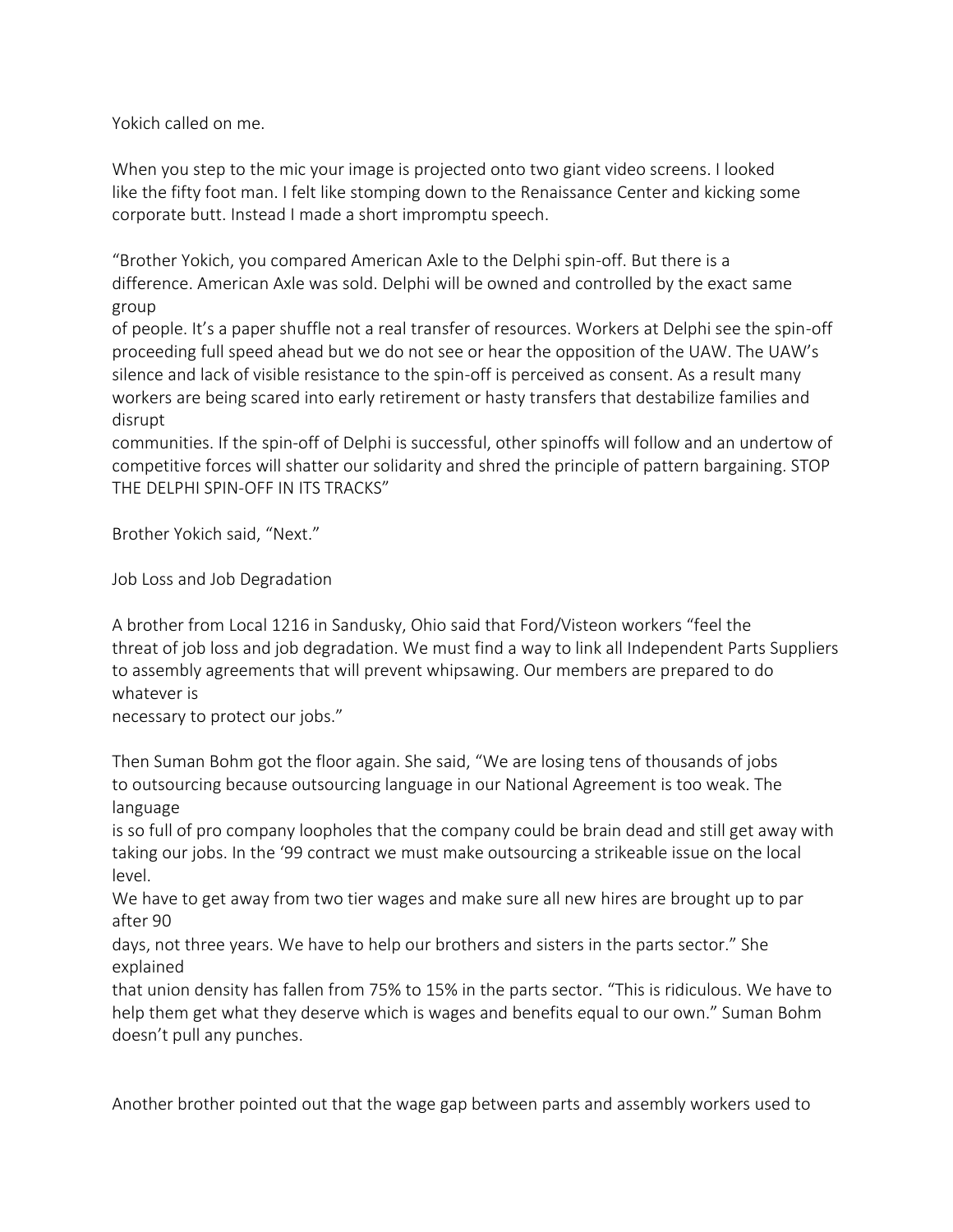Yokich called on me.

When you step to the mic your image is projected onto two giant video screens. I looked like the fifty foot man. I felt like stomping down to the Renaissance Center and kicking some corporate butt. Instead I made a short impromptu speech.

"Brother Yokich, you compared American Axle to the Delphi spin-off. But there is a difference. American Axle was sold. Delphi will be owned and controlled by the exact same group of people. It's a paper shuffle not a real transfer of resources. Workers at Delphi see the spin-off proceeding full speed ahead but we do not see or hear the opposition of the UAW. The UAW's silence and lack of visible resistance to the spin-off is perceived as consent. As a result many workers are being scared into early retirement or hasty transfers that destabilize families and disrupt communities. If the spin-off of Delphi is successful, other spinoffs will follow and an undertow of competitive forces will shatter our solidarity and shred the principle of pattern bargaining. STOP THE DELPHI SPIN-OFF IN ITS TRACKS"

Brother Yokich said, "Next."

## Job Loss and Job Degradation

A brother from Local 1216 in Sandusky, Ohio said that Ford/Visteon workers "feel the threat of job loss and job degradation. We must find a way to link all Independent Parts Suppliers to assembly agreements that will prevent whipsawing. Our members are prepared to do whatever is necessary to protect our jobs."

Then Suman Bohm got the floor again. She said, "We are losing tens of thousands of jobs to outsourcing because outsourcing language in our National Agreement is too weak. The language is so full of pro company loopholes that the company could be brain dead and still get away with taking our jobs. In the '99 contract we must make outsourcing a strikeable issue on the local level. We have to get away from two tier wages and make sure all new hires are brought up to par after 90 days, not three years. We have to help our brothers and sisters in the parts sector." She explained that union density has fallen from 75% to 15% in the parts sector. "This is ridiculous. We have to help them get what they deserve which is wages and benefits equal to our own." Suman Bohm doesn't pull any punches.

Another brother pointed out that the wage gap between parts and assembly workers used to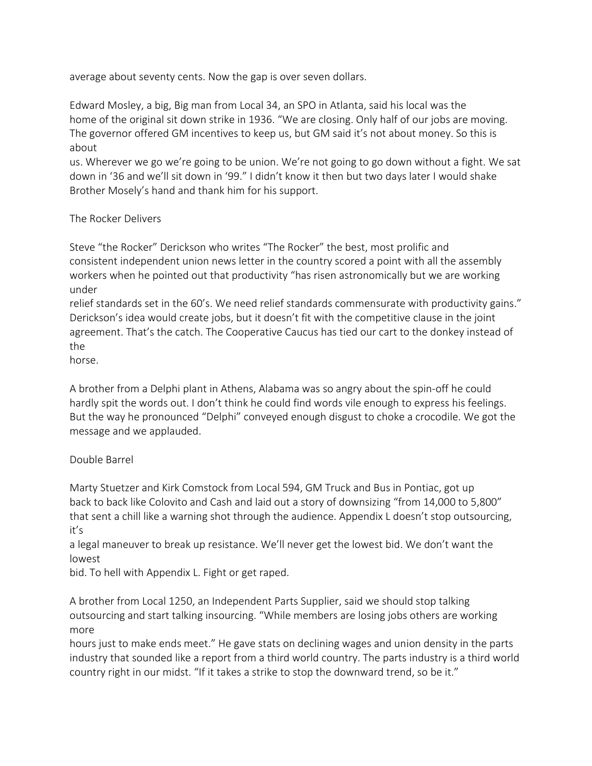average about seventy cents. Now the gap is over seven dollars.

Edward Mosley, a big, Big man from Local 34, an SPO in Atlanta, said his local was the home of the original sit down strike in 1936. "We are closing. Only half of our jobs are moving. The governor offered GM incentives to keep us, but GM said it's not about money. So this is about us. Wherever we go we're going to be union. We're not going to go down without a fight. We sat down in '36 and we'll sit down in '99." I didn't know it then but two days later I would shake Brother Mosely's hand and thank him for his support.

## The Rocker Delivers

Steve "the Rocker" Derickson who writes "The Rocker" the best, most prolific and consistent independent union news letter in the country scored a point with all the assembly workers when he pointed out that productivity "has risen astronomically but we are working under relief standards set in the 60's. We need relief standards commensurate with productivity gains." Derickson's idea would create jobs, but it doesn't fit with the competitive clause in the joint agreement. That's the catch. The Cooperative Caucus has tied our cart to the donkey instead of the horse.

A brother from a Delphi plant in Athens, Alabama was so angry about the spin-off he could hardly spit the words out. I don't think he could find words vile enough to express his feelings. But the way he pronounced "Delphi" conveyed enough disgust to choke a crocodile. We got the message and we applauded.

## Double Barrel

Marty Stuetzer and Kirk Comstock from Local 594, GM Truck and Bus in Pontiac, got up back to back like Colovito and Cash and laid out a story of downsizing "from 14,000 to 5,800" that sent a chill like a warning shot through the audience. Appendix L doesn't stop outsourcing, it's a legal maneuver to break up resistance. We'll never get the lowest bid. We don't want the lowest bid. To hell with Appendix L. Fight or get raped.

A brother from Local 1250, an Independent Parts Supplier, said we should stop talking outsourcing and start talking insourcing. "While members are losing jobs others are working more hours just to make ends meet." He gave stats on declining wages and union density in the parts industry that sounded like a report from a third world country. The parts industry is a third world country right in our midst. "If it takes a strike to stop the downward trend, so be it."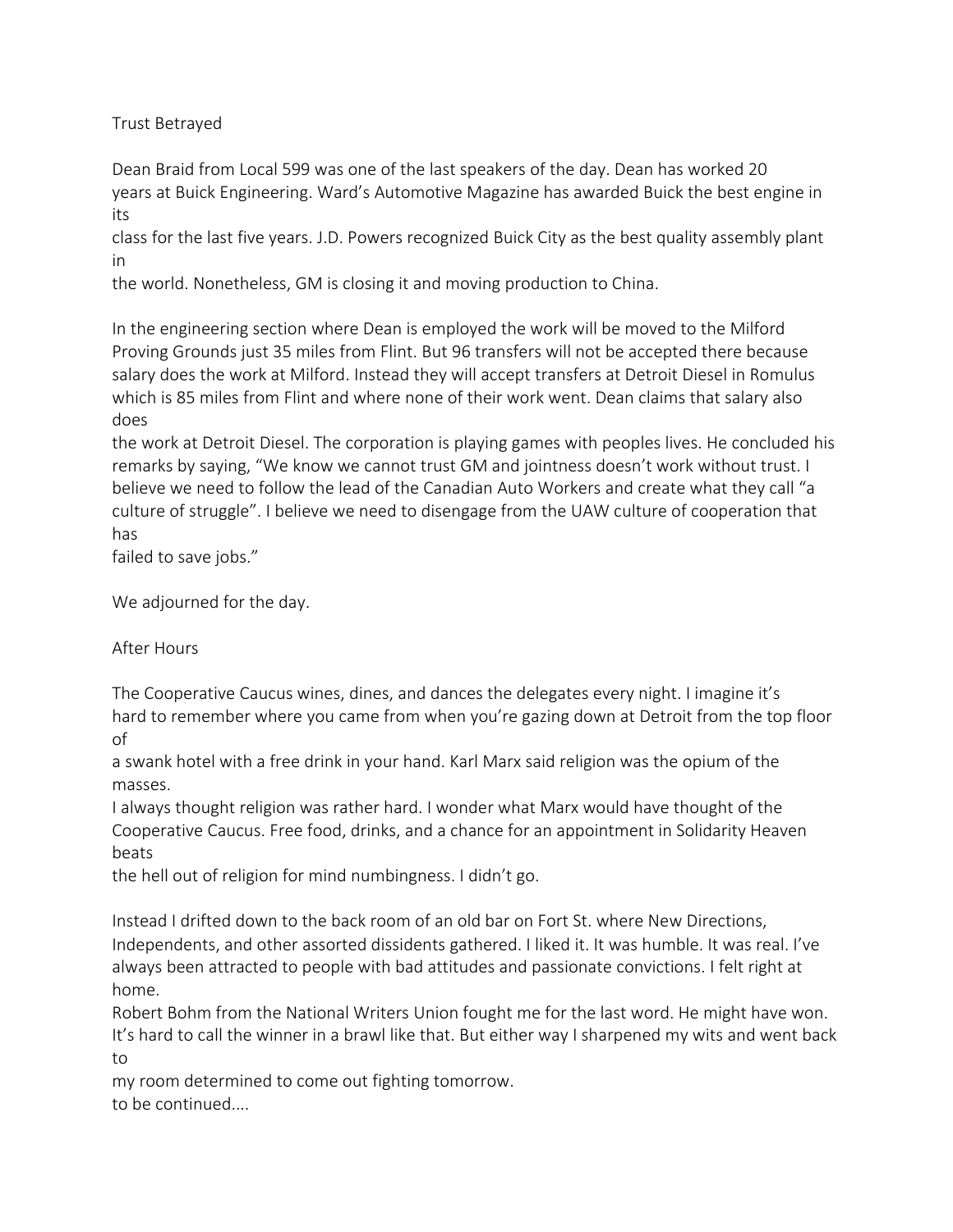## Trust Betrayed

Dean Braid from Local 599 was one of the last speakers of the day. Dean has worked 20 years at Buick Engineering. Ward's Automotive Magazine has awarded Buick the best engine in its class for the last five years. J.D. Powers recognized Buick City as the best quality assembly plant in the world. Nonetheless, GM is closing it and moving production to China.

In the engineering section where Dean is employed the work will be moved to the Milford Proving Grounds just 35 miles from Flint. But 96 transfers will not be accepted there because salary does the work at Milford. Instead they will accept transfers at Detroit Diesel in Romulus which is 85 miles from Flint and where none of their work went. Dean claims that salary also does the work at Detroit Diesel. The corporation is playing games with peoples lives. He concluded his remarks by saying, "We know we cannot trust GM and jointness doesn't work without trust. I believe we need to follow the lead of the Canadian Auto Workers and create what they call "a culture of struggle". I believe we need to disengage from the UAW culture of cooperation that has failed to save jobs."

We adjourned for the day.

## After Hours

The Cooperative Caucus wines, dines, and dances the delegates every night. I imagine it's hard to remember where you came from when you're gazing down at Detroit from the top floor of a swank hotel with a free drink in your hand. Karl Marx said religion was the opium of the masses.
I always thought religion was rather hard. I wonder what Marx would have thought of the Cooperative Caucus. Free food, drinks, and a chance for an appointment in Solidarity Heaven beats the hell out of religion for mind numbingness. I didn't go.

Instead I drifted down to the back room of an old bar on Fort St. where New Directions, Independents, and other assorted dissidents gathered. I liked it. It was humble. It was real. I've always been attracted to people with bad attitudes and passionate convictions. I felt right at home.
Robert Bohm from the National Writers Union fought me for the last word. He might have won. It's hard to call the winner in a brawl like that. But either way I sharpened my wits and went back to my room determined to come out fighting tomorrow.
to be continued....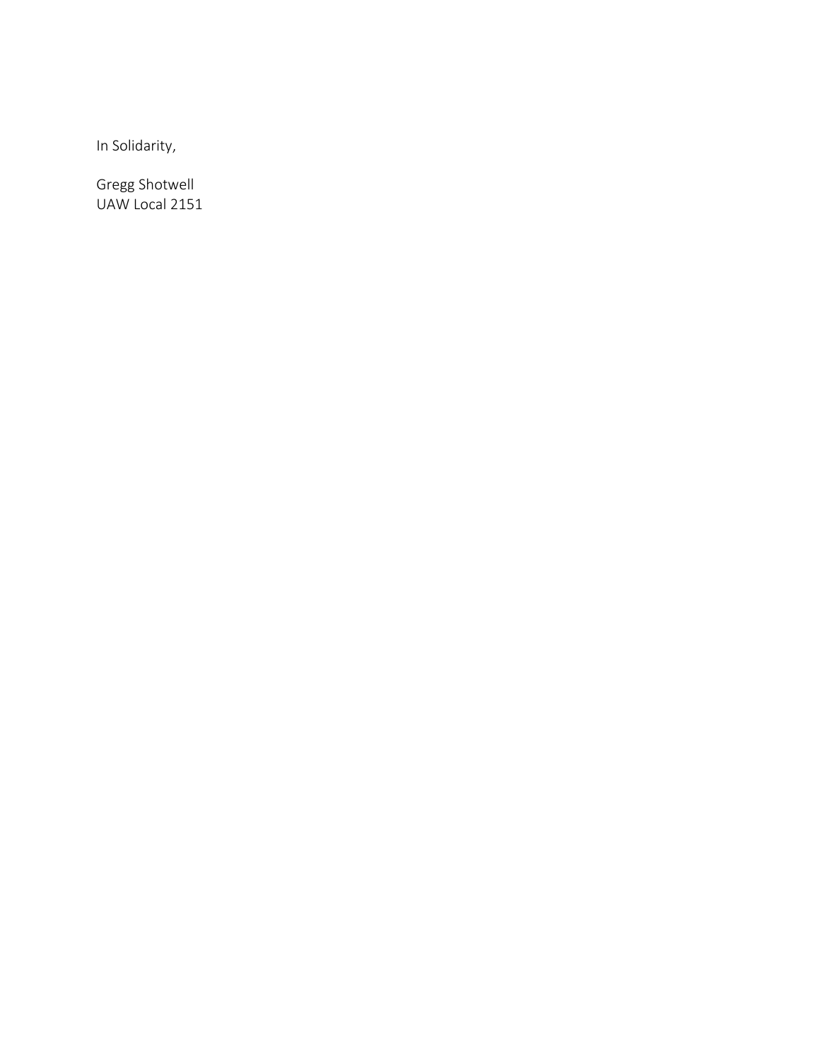In Solidarity,

Gregg Shotwell
UAW Local 2151